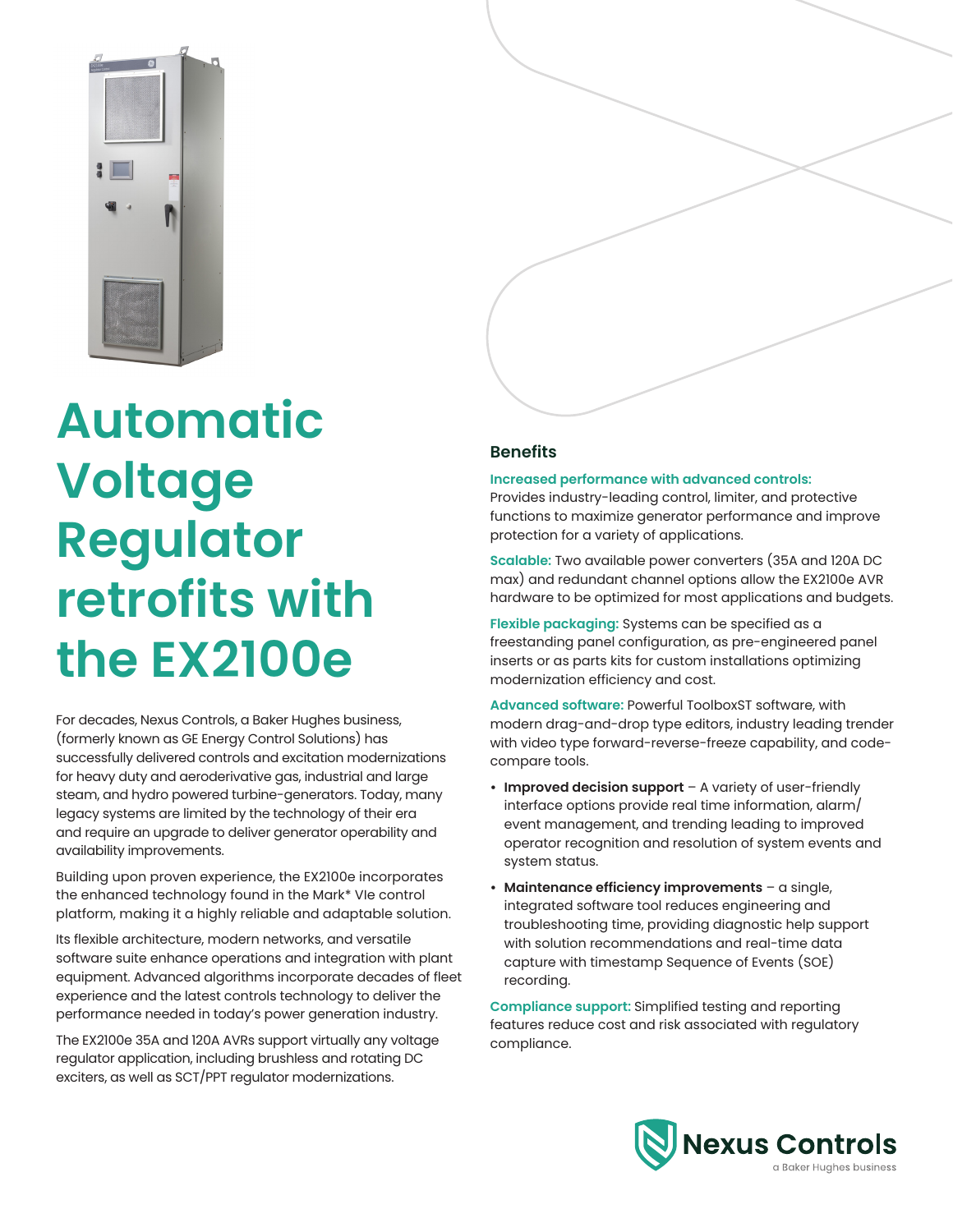# Automatic Voltage Regulator retrofits with the EX2100e

For decades, Nexus Controls, a Baker Hughes business, (formerly known as GE Energy Control Solutions) has successfully delivered controls and excitation modernizations for heavy duty and aeroderivative gas, industrial and large steam, and hydro powered turbine-generators. Today, many legacy systems are limited by the technology of their era and require an upgrade to deliver generator operability and availability improvements.

Building upon proven experience, the EX2100e incorporates the enhanced technology found in the Mark* VIe control platform, making it a highly reliable and adaptable solution.

Its flexible architecture, modern networks, and versatile software suite enhance operations and integration with plant equipment. Advanced algorithms incorporate decades of fleet experience and the latest controls technology to deliver the performance needed in today's power generation industry.

The EX2100e 35A and 120A AVRs support virtually any voltage regulator application, including brushless and rotating DC exciters, as well as SCT/PPT regulator modernizations.

## Benefits

**Increased performance with advanced controls:** Provides industry-leading control, limiter, and protective functions to maximize generator performance and improve protection for a variety of applications.

**Scalable:** Two available power converters (35A and 120A DC max) and redundant channel options allow the EX2100e AVR hardware to be optimized for most applications and budgets.

**Flexible packaging:** Systems can be specified as a freestanding panel configuration, as pre-engineered panel inserts or as parts kits for custom installations optimizing modernization efficiency and cost.

**Advanced software:** Powerful ToolboxST software, with modern drag-and-drop type editors, industry leading trender with video type forward-reverse-freeze capability, and code-compare tools.

- **Improved decision support** – A variety of user-friendly interface options provide real time information, alarm/event management, and trending leading to improved operator recognition and resolution of system events and system status.
- **Maintenance efficiency improvements** – a single, integrated software tool reduces engineering and troubleshooting time, providing diagnostic help support with solution recommendations and real-time data capture with timestamp Sequence of Events (SOE) recording.

**Compliance support:** Simplified testing and reporting features reduce cost and risk associated with regulatory compliance.

Nexus Controls
a Baker Hughes business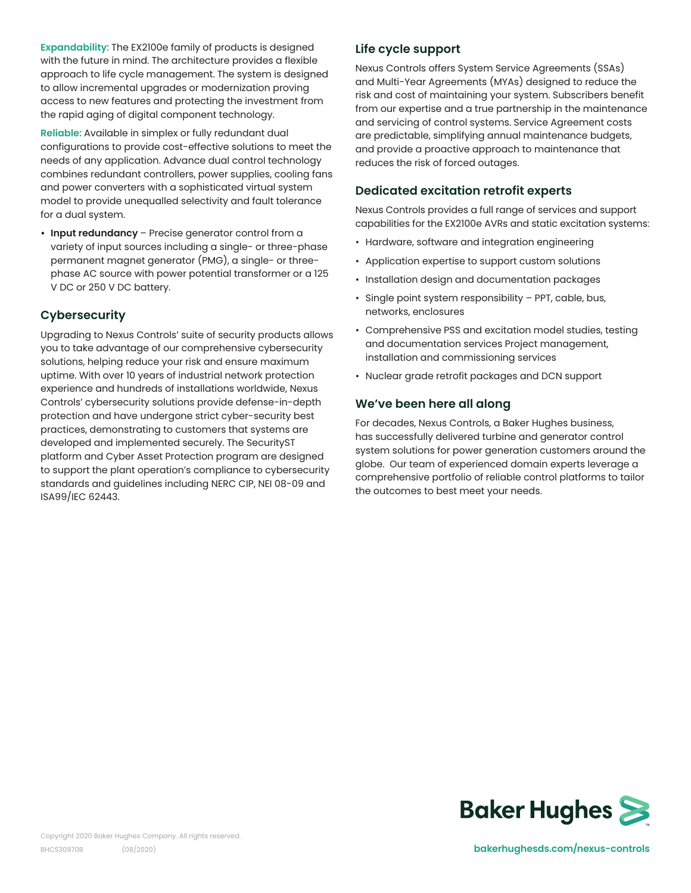**Expandability:** The EX2100e family of products is designed with the future in mind. The architecture provides a flexible approach to life cycle management. The system is designed to allow incremental upgrades or modernization proving access to new features and protecting the investment from the rapid aging of digital component technology.

**Reliable:** Available in simplex or fully redundant dual configurations to provide cost-effective solutions to meet the needs of any application. Advance dual control technology combines redundant controllers, power supplies, cooling fans and power converters with a sophisticated virtual system model to provide unequalled selectivity and fault tolerance for a dual system.

- **Input redundancy** – Precise generator control from a variety of input sources including a single- or three-phase permanent magnet generator (PMG), a single- or three-phase AC source with power potential transformer or a 125 V DC or 250 V DC battery.

## Cybersecurity

Upgrading to Nexus Controls' suite of security products allows you to take advantage of our comprehensive cybersecurity solutions, helping reduce your risk and ensure maximum uptime. With over 10 years of industrial network protection experience and hundreds of installations worldwide, Nexus Controls' cybersecurity solutions provide defense-in-depth protection and have undergone strict cyber-security best practices, demonstrating to customers that systems are developed and implemented securely. The SecurityST platform and Cyber Asset Protection program are designed to support the plant operation's compliance to cybersecurity standards and guidelines including NERC CIP, NEI 08-09 and ISA99/IEC 62443.

## Life cycle support

Nexus Controls offers System Service Agreements (SSAs) and Multi-Year Agreements (MYAs) designed to reduce the risk and cost of maintaining your system. Subscribers benefit from our expertise and a true partnership in the maintenance and servicing of control systems. Service Agreement costs are predictable, simplifying annual maintenance budgets, and provide a proactive approach to maintenance that reduces the risk of forced outages.

## Dedicated excitation retrofit experts

Nexus Controls provides a full range of services and support capabilities for the EX2100e AVRs and static excitation systems:

- Hardware, software and integration engineering
- Application expertise to support custom solutions
- Installation design and documentation packages
- Single point system responsibility – PPT, cable, bus, networks, enclosures
- Comprehensive PSS and excitation model studies, testing and documentation services Project management, installation and commissioning services
- Nuclear grade retrofit packages and DCN support

## We've been here all along

For decades, Nexus Controls, a Baker Hughes business, has successfully delivered turbine and generator control system solutions for power generation customers around the globe. Our team of experienced domain experts leverage a comprehensive portfolio of reliable control platforms to tailor the outcomes to best meet your needs.

Copyright 2020 Baker Hughes Company. All rights reserved.

BHCS30970B (08/2020)

Baker Hughes

bakerhughesds.com/nexus-controls